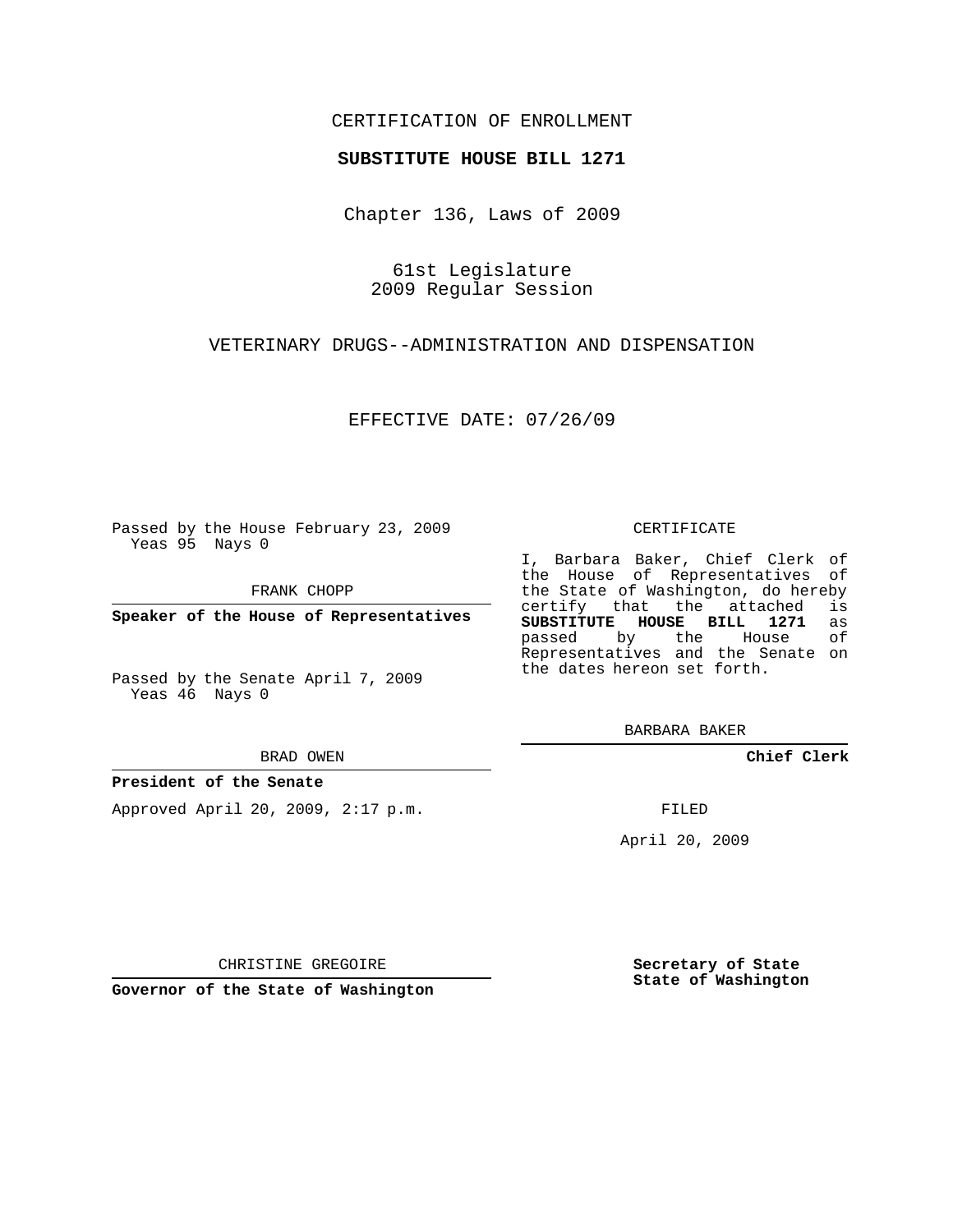CERTIFICATION OF ENROLLMENT

**SUBSTITUTE HOUSE BILL 1271**

Chapter 136, Laws of 2009

61st Legislature
2009 Regular Session

VETERINARY DRUGS--ADMINISTRATION AND DISPENSATION

EFFECTIVE DATE: 07/26/09

Passed by the House February 23, 2009
Yeas 95 Nays 0

FRANK CHOPP

**Speaker of the House of Representatives**

Passed by the Senate April 7, 2009
Yeas 46 Nays 0

BRAD OWEN

**President of the Senate**

Approved April 20, 2009, 2:17 p.m.

CHRISTINE GREGOIRE

**Governor of the State of Washington**

CERTIFICATE

I, Barbara Baker, Chief Clerk of the House of Representatives of the State of Washington, do hereby certify that the attached is **SUBSTITUTE HOUSE BILL 1271** as passed by the House of Representatives and the Senate on the dates hereon set forth.

BARBARA BAKER

**Chief Clerk**

FILED

April 20, 2009

**Secretary of State**
**State of Washington**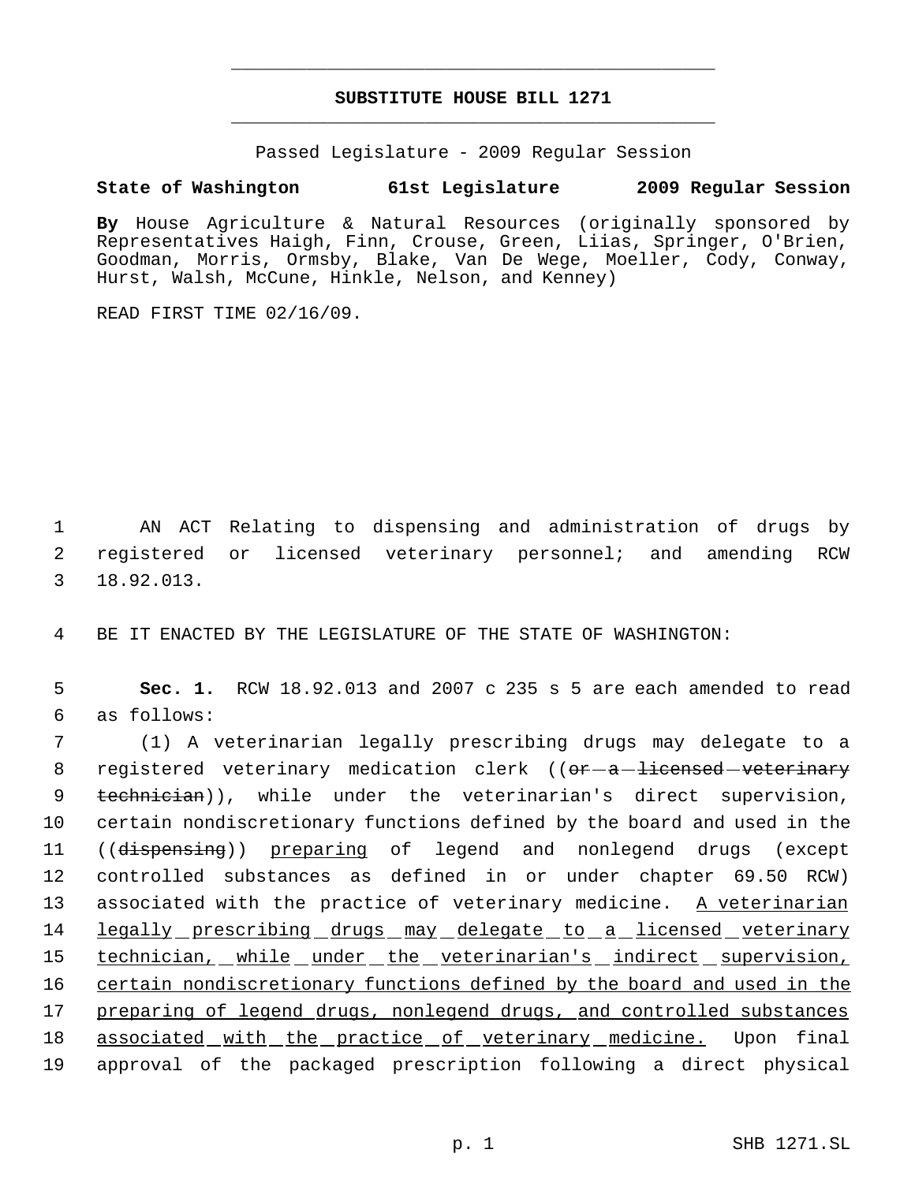# SUBSTITUTE HOUSE BILL 1271

Passed Legislature - 2009 Regular Session

**State of Washington 61st Legislature 2009 Regular Session**

**By** House Agriculture & Natural Resources (originally sponsored by Representatives Haigh, Finn, Crouse, Green, Liias, Springer, O'Brien, Goodman, Morris, Ormsby, Blake, Van De Wege, Moeller, Cody, Conway, Hurst, Walsh, McCune, Hinkle, Nelson, and Kenney)

READ FIRST TIME 02/16/09.

AN ACT Relating to dispensing and administration of drugs by registered or licensed veterinary personnel; and amending RCW 18.92.013.

BE IT ENACTED BY THE LEGISLATURE OF THE STATE OF WASHINGTON:

**Sec. 1.** RCW 18.92.013 and 2007 c 235 s 5 are each amended to read as follows:

(1) A veterinarian legally prescribing drugs may delegate to a registered veterinary medication clerk ((~~or a licensed veterinary technician~~)), while under the veterinarian's direct supervision, certain nondiscretionary functions defined by the board and used in the ((~~dispensing~~)) <u>preparing</u> of legend and nonlegend drugs (except controlled substances as defined in or under chapter 69.50 RCW) associated with the practice of veterinary medicine. <u>A veterinarian legally prescribing drugs may delegate to a licensed veterinary technician, while under the veterinarian's indirect supervision, certain nondiscretionary functions defined by the board and used in the preparing of legend drugs, nonlegend drugs, and controlled substances associated with the practice of veterinary medicine.</u> Upon final approval of the packaged prescription following a direct physical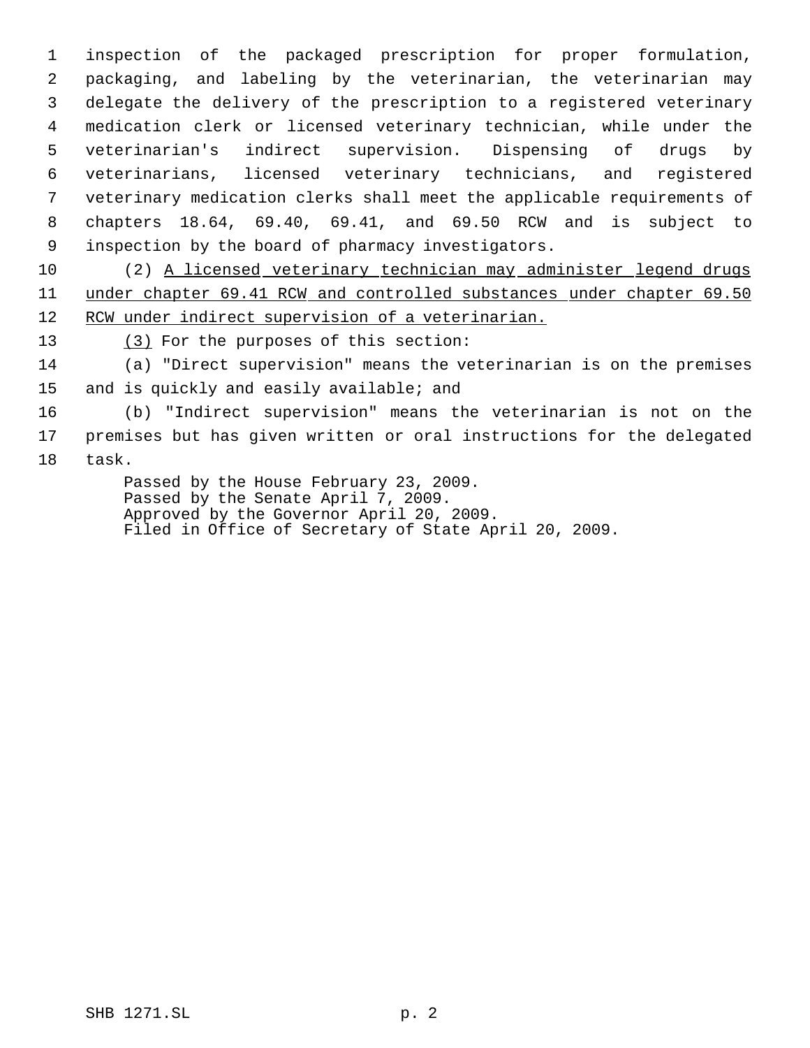inspection of the packaged prescription for proper formulation, packaging, and labeling by the veterinarian, the veterinarian may delegate the delivery of the prescription to a registered veterinary medication clerk or licensed veterinary technician, while under the veterinarian's indirect supervision. Dispensing of drugs by veterinarians, licensed veterinary technicians, and registered veterinary medication clerks shall meet the applicable requirements of chapters 18.64, 69.40, 69.41, and 69.50 RCW and is subject to inspection by the board of pharmacy investigators.

(2) A licensed veterinary technician may administer legend drugs under chapter 69.41 RCW and controlled substances under chapter 69.50 RCW under indirect supervision of a veterinarian.

(3) For the purposes of this section:

(a) "Direct supervision" means the veterinarian is on the premises and is quickly and easily available; and

(b) "Indirect supervision" means the veterinarian is not on the premises but has given written or oral instructions for the delegated task.

Passed by the House February 23, 2009.
Passed by the Senate April 7, 2009.
Approved by the Governor April 20, 2009.
Filed in Office of Secretary of State April 20, 2009.